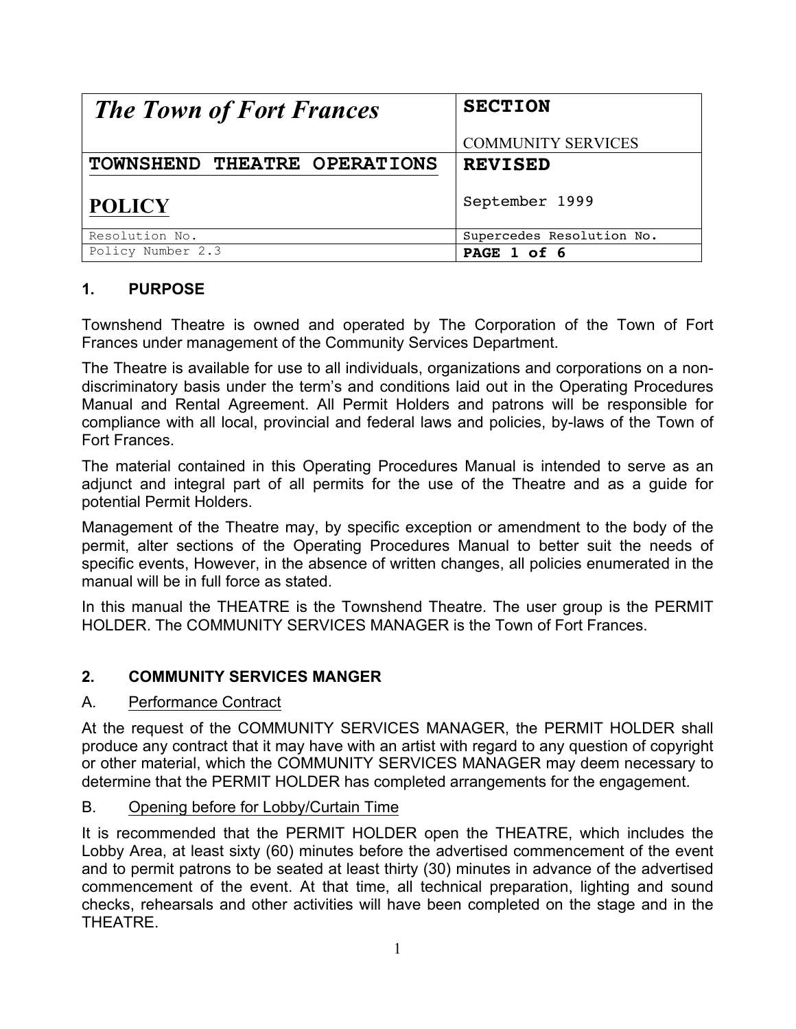| *The Town of Fort Frances* | **SECTION**<br>COMMUNITY SERVICES |
| --- | --- |
| **TOWNSHEND THEATRE OPERATIONS**<br>**POLICY** | **REVISED**<br>September 1999 |
| Resolution No. | Supercedes Resolution No. |
| Policy Number 2.3 | **PAGE 1 of 6** |

## 1. PURPOSE

Townshend Theatre is owned and operated by The Corporation of the Town of Fort Frances under management of the Community Services Department.

The Theatre is available for use to all individuals, organizations and corporations on a non-discriminatory basis under the term's and conditions laid out in the Operating Procedures Manual and Rental Agreement. All Permit Holders and patrons will be responsible for compliance with all local, provincial and federal laws and policies, by-laws of the Town of Fort Frances.

The material contained in this Operating Procedures Manual is intended to serve as an adjunct and integral part of all permits for the use of the Theatre and as a guide for potential Permit Holders.

Management of the Theatre may, by specific exception or amendment to the body of the permit, alter sections of the Operating Procedures Manual to better suit the needs of specific events, However, in the absence of written changes, all policies enumerated in the manual will be in full force as stated.

In this manual the THEATRE is the Townshend Theatre. The user group is the PERMIT HOLDER. The COMMUNITY SERVICES MANAGER is the Town of Fort Frances.

## 2. COMMUNITY SERVICES MANGER

### A. Performance Contract

At the request of the COMMUNITY SERVICES MANAGER, the PERMIT HOLDER shall produce any contract that it may have with an artist with regard to any question of copyright or other material, which the COMMUNITY SERVICES MANAGER may deem necessary to determine that the PERMIT HOLDER has completed arrangements for the engagement.

### B. Opening before for Lobby/Curtain Time

It is recommended that the PERMIT HOLDER open the THEATRE, which includes the Lobby Area, at least sixty (60) minutes before the advertised commencement of the event and to permit patrons to be seated at least thirty (30) minutes in advance of the advertised commencement of the event. At that time, all technical preparation, lighting and sound checks, rehearsals and other activities will have been completed on the stage and in the THEATRE.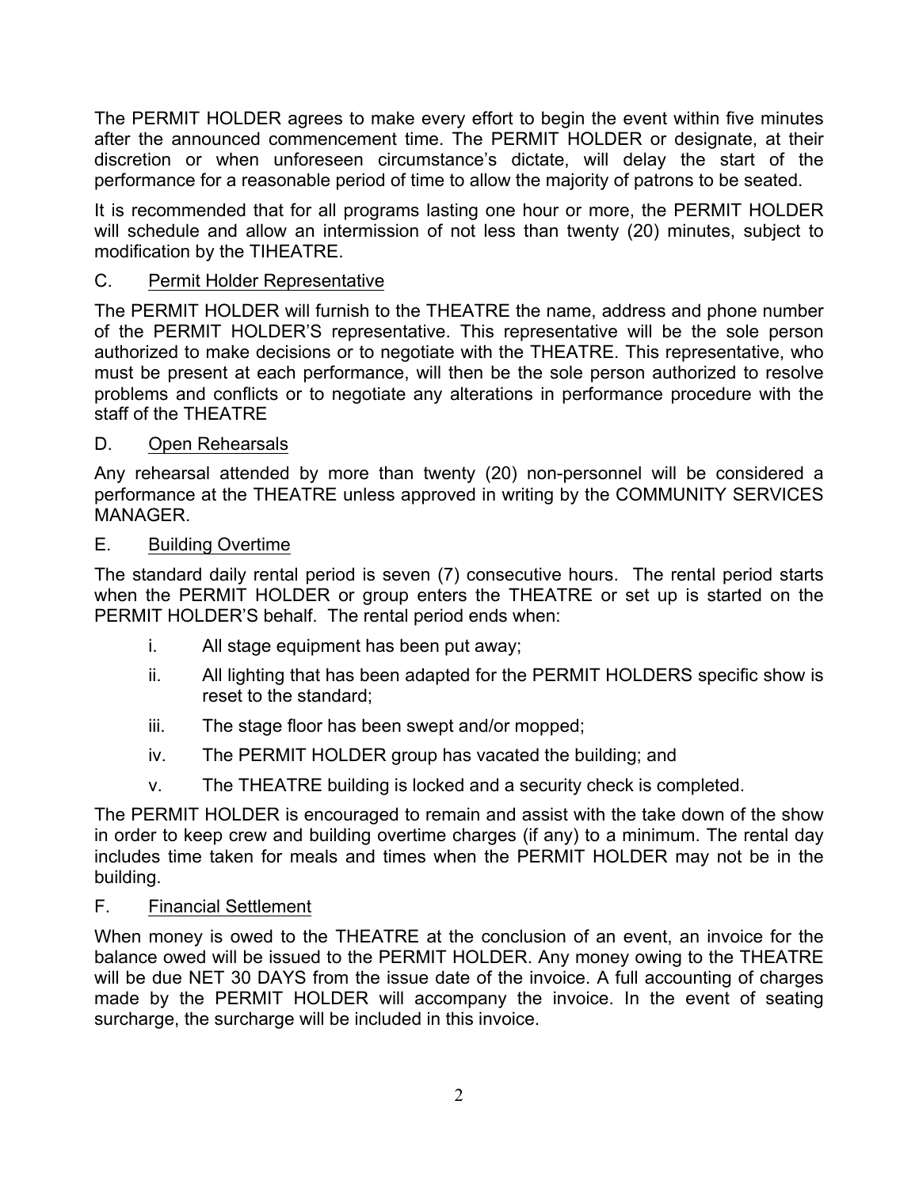The PERMIT HOLDER agrees to make every effort to begin the event within five minutes after the announced commencement time. The PERMIT HOLDER or designate, at their discretion or when unforeseen circumstance's dictate, will delay the start of the performance for a reasonable period of time to allow the majority of patrons to be seated.

It is recommended that for all programs lasting one hour or more, the PERMIT HOLDER will schedule and allow an intermission of not less than twenty (20) minutes, subject to modification by the TIHEATRE.

C. Permit Holder Representative

The PERMIT HOLDER will furnish to the THEATRE the name, address and phone number of the PERMIT HOLDER'S representative. This representative will be the sole person authorized to make decisions or to negotiate with the THEATRE. This representative, who must be present at each performance, will then be the sole person authorized to resolve problems and conflicts or to negotiate any alterations in performance procedure with the staff of the THEATRE

D. Open Rehearsals

Any rehearsal attended by more than twenty (20) non-personnel will be considered a performance at the THEATRE unless approved in writing by the COMMUNITY SERVICES MANAGER.

E. Building Overtime

The standard daily rental period is seven (7) consecutive hours. The rental period starts when the PERMIT HOLDER or group enters the THEATRE or set up is started on the PERMIT HOLDER'S behalf. The rental period ends when:

i. All stage equipment has been put away;

ii. All lighting that has been adapted for the PERMIT HOLDERS specific show is reset to the standard;

iii. The stage floor has been swept and/or mopped;

iv. The PERMIT HOLDER group has vacated the building; and

v. The THEATRE building is locked and a security check is completed.

The PERMIT HOLDER is encouraged to remain and assist with the take down of the show in order to keep crew and building overtime charges (if any) to a minimum. The rental day includes time taken for meals and times when the PERMIT HOLDER may not be in the building.

F. Financial Settlement

When money is owed to the THEATRE at the conclusion of an event, an invoice for the balance owed will be issued to the PERMIT HOLDER. Any money owing to the THEATRE will be due NET 30 DAYS from the issue date of the invoice. A full accounting of charges made by the PERMIT HOLDER will accompany the invoice. In the event of seating surcharge, the surcharge will be included in this invoice.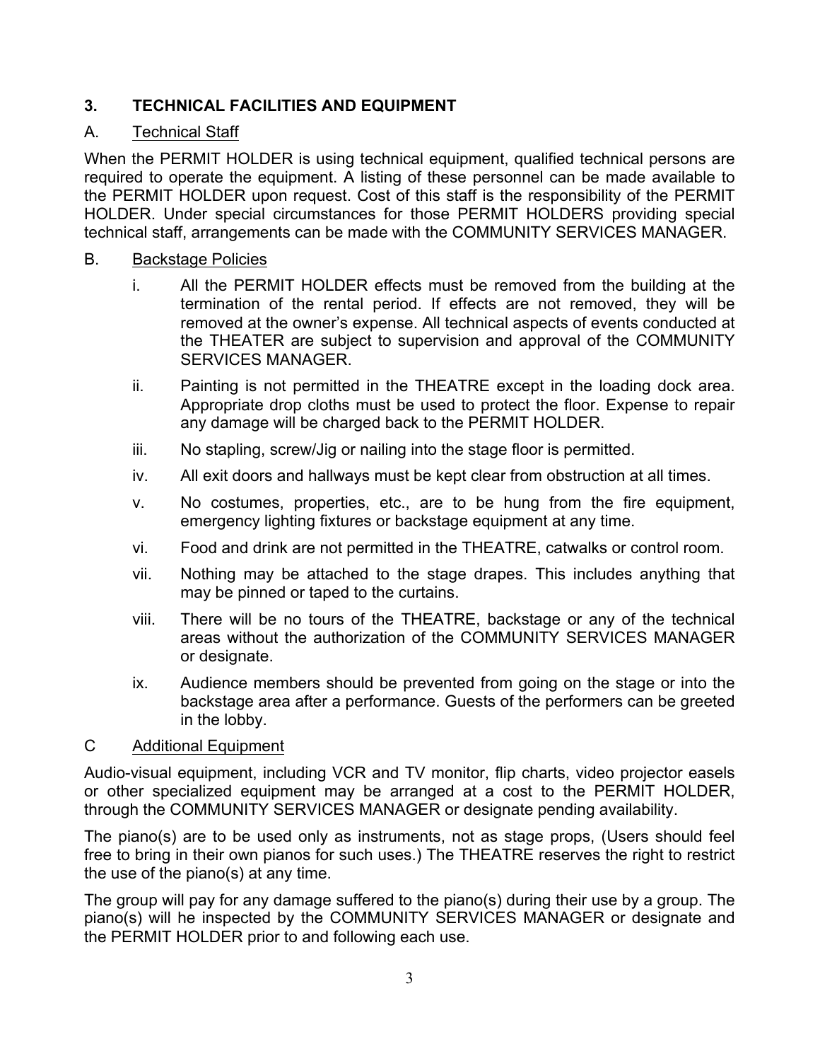## 3. TECHNICAL FACILITIES AND EQUIPMENT

### A. Technical Staff

When the PERMIT HOLDER is using technical equipment, qualified technical persons are required to operate the equipment. A listing of these personnel can be made available to the PERMIT HOLDER upon request. Cost of this staff is the responsibility of the PERMIT HOLDER. Under special circumstances for those PERMIT HOLDERS providing special technical staff, arrangements can be made with the COMMUNITY SERVICES MANAGER.

### B. Backstage Policies

i. All the PERMIT HOLDER effects must be removed from the building at the termination of the rental period. If effects are not removed, they will be removed at the owner's expense. All technical aspects of events conducted at the THEATER are subject to supervision and approval of the COMMUNITY SERVICES MANAGER.

ii. Painting is not permitted in the THEATRE except in the loading dock area. Appropriate drop cloths must be used to protect the floor. Expense to repair any damage will be charged back to the PERMIT HOLDER.

iii. No stapling, screw/Jig or nailing into the stage floor is permitted.

iv. All exit doors and hallways must be kept clear from obstruction at all times.

v. No costumes, properties, etc., are to be hung from the fire equipment, emergency lighting fixtures or backstage equipment at any time.

vi. Food and drink are not permitted in the THEATRE, catwalks or control room.

vii. Nothing may be attached to the stage drapes. This includes anything that may be pinned or taped to the curtains.

viii. There will be no tours of the THEATRE, backstage or any of the technical areas without the authorization of the COMMUNITY SERVICES MANAGER or designate.

ix. Audience members should be prevented from going on the stage or into the backstage area after a performance. Guests of the performers can be greeted in the lobby.

### C Additional Equipment

Audio-visual equipment, including VCR and TV monitor, flip charts, video projector easels or other specialized equipment may be arranged at a cost to the PERMIT HOLDER, through the COMMUNITY SERVICES MANAGER or designate pending availability.

The piano(s) are to be used only as instruments, not as stage props, (Users should feel free to bring in their own pianos for such uses.) The THEATRE reserves the right to restrict the use of the piano(s) at any time.

The group will pay for any damage suffered to the piano(s) during their use by a group. The piano(s) will he inspected by the COMMUNITY SERVICES MANAGER or designate and the PERMIT HOLDER prior to and following each use.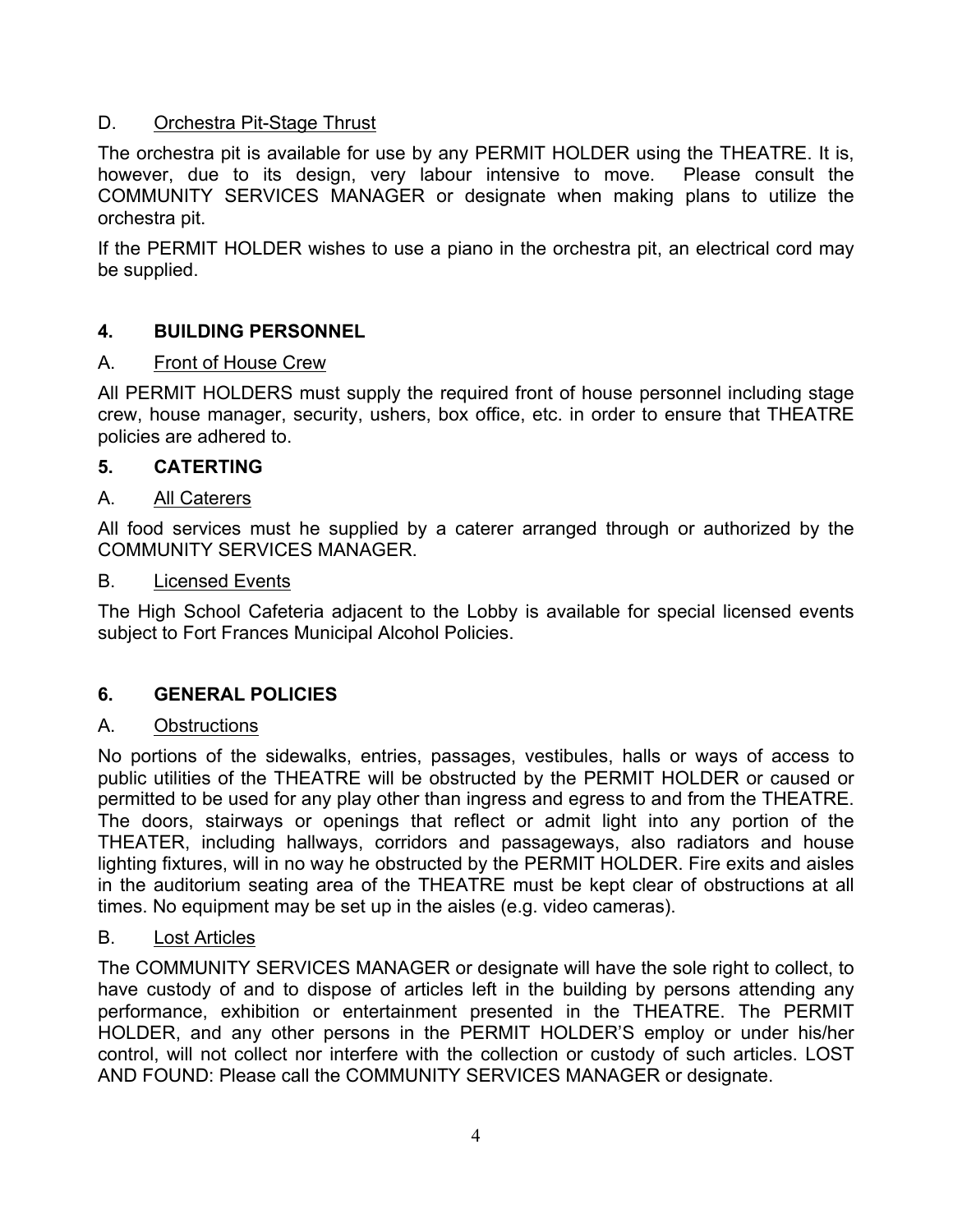D. Orchestra Pit-Stage Thrust

The orchestra pit is available for use by any PERMIT HOLDER using the THEATRE. It is, however, due to its design, very labour intensive to move. Please consult the COMMUNITY SERVICES MANAGER or designate when making plans to utilize the orchestra pit.

If the PERMIT HOLDER wishes to use a piano in the orchestra pit, an electrical cord may be supplied.

## 4. BUILDING PERSONNEL

A. Front of House Crew

All PERMIT HOLDERS must supply the required front of house personnel including stage crew, house manager, security, ushers, box office, etc. in order to ensure that THEATRE policies are adhered to.

## 5. CATERTING

A. All Caterers

All food services must he supplied by a caterer arranged through or authorized by the COMMUNITY SERVICES MANAGER.

B. Licensed Events

The High School Cafeteria adjacent to the Lobby is available for special licensed events subject to Fort Frances Municipal Alcohol Policies.

## 6. GENERAL POLICIES

A. Obstructions

No portions of the sidewalks, entries, passages, vestibules, halls or ways of access to public utilities of the THEATRE will be obstructed by the PERMIT HOLDER or caused or permitted to be used for any play other than ingress and egress to and from the THEATRE. The doors, stairways or openings that reflect or admit light into any portion of the THEATER, including hallways, corridors and passageways, also radiators and house lighting fixtures, will in no way he obstructed by the PERMIT HOLDER. Fire exits and aisles in the auditorium seating area of the THEATRE must be kept clear of obstructions at all times. No equipment may be set up in the aisles (e.g. video cameras).

B. Lost Articles

The COMMUNITY SERVICES MANAGER or designate will have the sole right to collect, to have custody of and to dispose of articles left in the building by persons attending any performance, exhibition or entertainment presented in the THEATRE. The PERMIT HOLDER, and any other persons in the PERMIT HOLDER'S employ or under his/her control, will not collect nor interfere with the collection or custody of such articles. LOST AND FOUND: Please call the COMMUNITY SERVICES MANAGER or designate.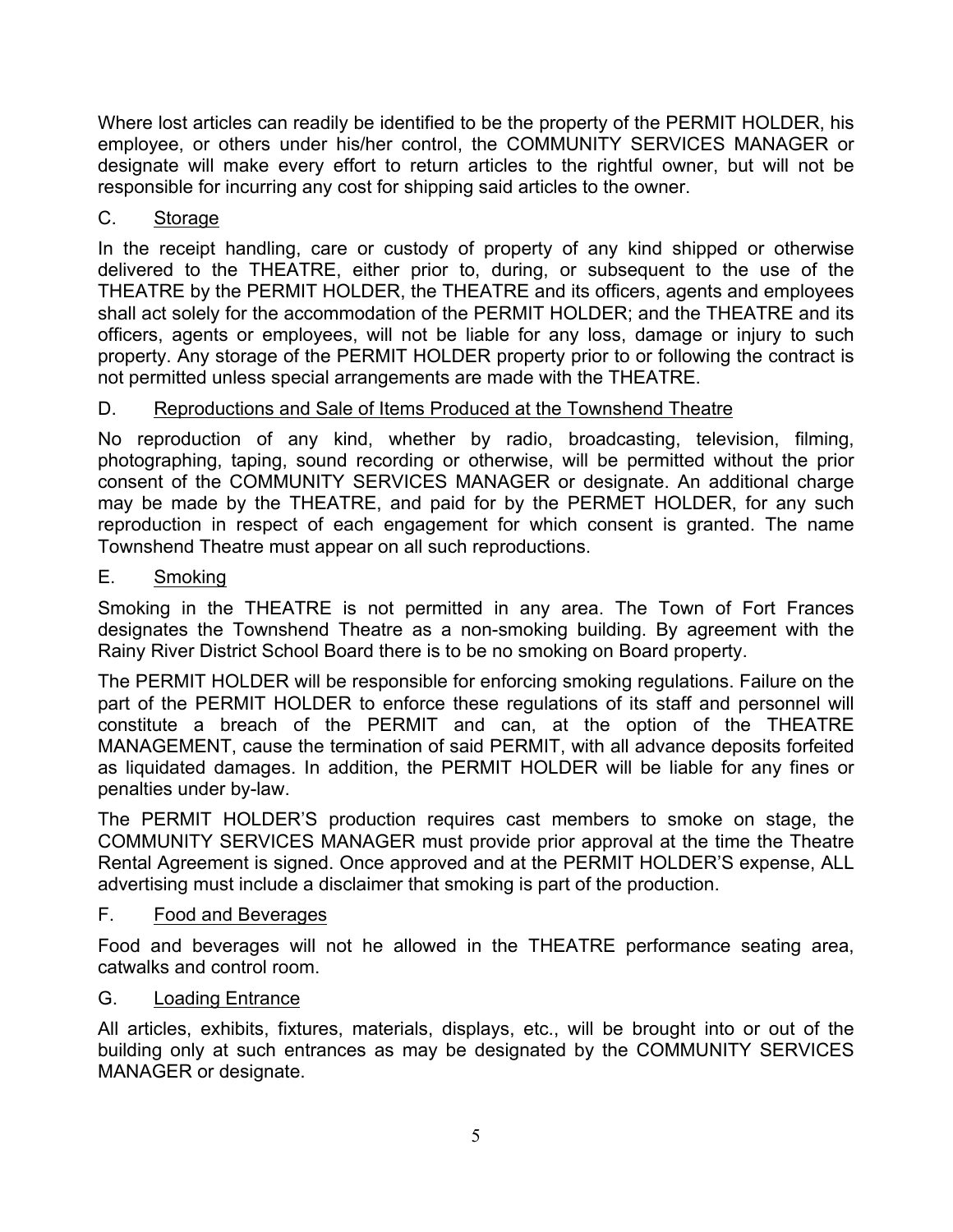Where lost articles can readily be identified to be the property of the PERMIT HOLDER, his employee, or others under his/her control, the COMMUNITY SERVICES MANAGER or designate will make every effort to return articles to the rightful owner, but will not be responsible for incurring any cost for shipping said articles to the owner.

C. <u>Storage</u>

In the receipt handling, care or custody of property of any kind shipped or otherwise delivered to the THEATRE, either prior to, during, or subsequent to the use of the THEATRE by the PERMIT HOLDER, the THEATRE and its officers, agents and employees shall act solely for the accommodation of the PERMIT HOLDER; and the THEATRE and its officers, agents or employees, will not be liable for any loss, damage or injury to such property. Any storage of the PERMIT HOLDER property prior to or following the contract is not permitted unless special arrangements are made with the THEATRE.

D. <u>Reproductions and Sale of Items Produced at the Townshend Theatre</u>

No reproduction of any kind, whether by radio, broadcasting, television, filming, photographing, taping, sound recording or otherwise, will be permitted without the prior consent of the COMMUNITY SERVICES MANAGER or designate. An additional charge may be made by the THEATRE, and paid for by the PERMET HOLDER, for any such reproduction in respect of each engagement for which consent is granted. The name Townshend Theatre must appear on all such reproductions.

E. <u>Smoking</u>

Smoking in the THEATRE is not permitted in any area. The Town of Fort Frances designates the Townshend Theatre as a non-smoking building. By agreement with the Rainy River District School Board there is to be no smoking on Board property.

The PERMIT HOLDER will be responsible for enforcing smoking regulations. Failure on the part of the PERMIT HOLDER to enforce these regulations of its staff and personnel will constitute a breach of the PERMIT and can, at the option of the THEATRE MANAGEMENT, cause the termination of said PERMIT, with all advance deposits forfeited as liquidated damages. In addition, the PERMIT HOLDER will be liable for any fines or penalties under by-law.

The PERMIT HOLDER'S production requires cast members to smoke on stage, the COMMUNITY SERVICES MANAGER must provide prior approval at the time the Theatre Rental Agreement is signed. Once approved and at the PERMIT HOLDER'S expense, ALL advertising must include a disclaimer that smoking is part of the production.

F. <u>Food and Beverages</u>

Food and beverages will not he allowed in the THEATRE performance seating area, catwalks and control room.

G. <u>Loading Entrance</u>

All articles, exhibits, fixtures, materials, displays, etc., will be brought into or out of the building only at such entrances as may be designated by the COMMUNITY SERVICES MANAGER or designate.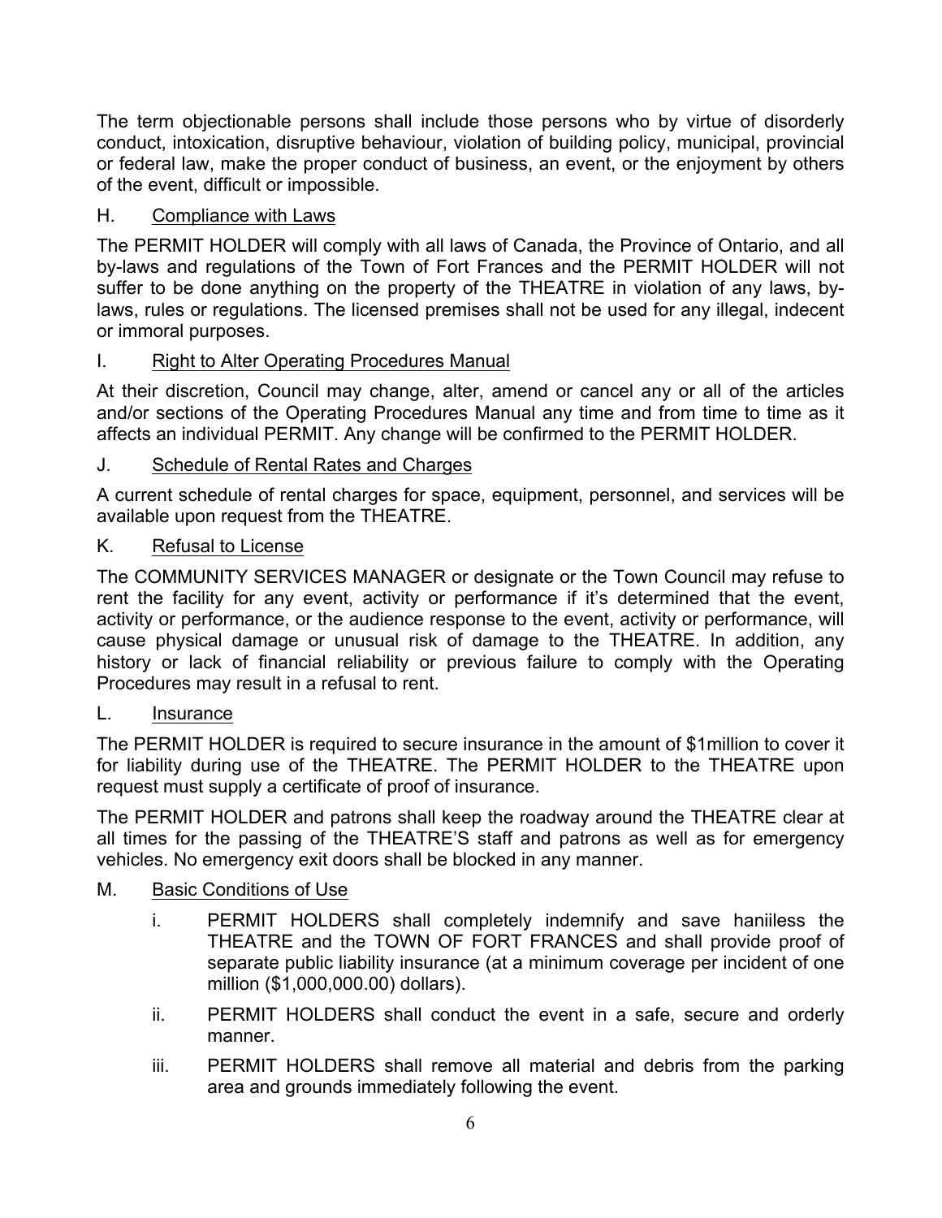The term objectionable persons shall include those persons who by virtue of disorderly conduct, intoxication, disruptive behaviour, violation of building policy, municipal, provincial or federal law, make the proper conduct of business, an event, or the enjoyment by others of the event, difficult or impossible.

H. Compliance with Laws

The PERMIT HOLDER will comply with all laws of Canada, the Province of Ontario, and all by-laws and regulations of the Town of Fort Frances and the PERMIT HOLDER will not suffer to be done anything on the property of the THEATRE in violation of any laws, by-laws, rules or regulations. The licensed premises shall not be used for any illegal, indecent or immoral purposes.

I. Right to Alter Operating Procedures Manual

At their discretion, Council may change, alter, amend or cancel any or all of the articles and/or sections of the Operating Procedures Manual any time and from time to time as it affects an individual PERMIT. Any change will be confirmed to the PERMIT HOLDER.

J. Schedule of Rental Rates and Charges

A current schedule of rental charges for space, equipment, personnel, and services will be available upon request from the THEATRE.

K. Refusal to License

The COMMUNITY SERVICES MANAGER or designate or the Town Council may refuse to rent the facility for any event, activity or performance if it's determined that the event, activity or performance, or the audience response to the event, activity or performance, will cause physical damage or unusual risk of damage to the THEATRE. In addition, any history or lack of financial reliability or previous failure to comply with the Operating Procedures may result in a refusal to rent.

L. Insurance

The PERMIT HOLDER is required to secure insurance in the amount of $1million to cover it for liability during use of the THEATRE. The PERMIT HOLDER to the THEATRE upon request must supply a certificate of proof of insurance.

The PERMIT HOLDER and patrons shall keep the roadway around the THEATRE clear at all times for the passing of the THEATRE'S staff and patrons as well as for emergency vehicles. No emergency exit doors shall be blocked in any manner.

M. Basic Conditions of Use

i. PERMIT HOLDERS shall completely indemnify and save haniiless the THEATRE and the TOWN OF FORT FRANCES and shall provide proof of separate public liability insurance (at a minimum coverage per incident of one million ($1,000,000.00) dollars).

ii. PERMIT HOLDERS shall conduct the event in a safe, secure and orderly manner.

iii. PERMIT HOLDERS shall remove all material and debris from the parking area and grounds immediately following the event.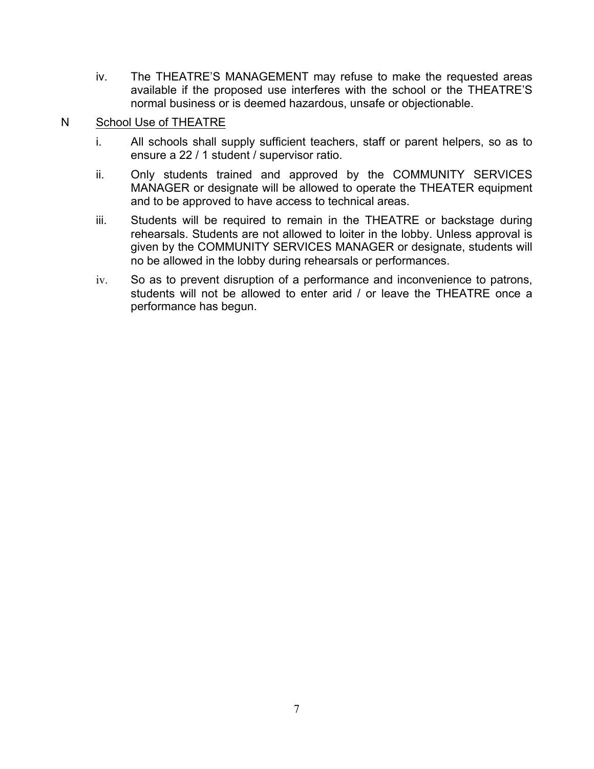iv. The THEATRE'S MANAGEMENT may refuse to make the requested areas available if the proposed use interferes with the school or the THEATRE'S normal business or is deemed hazardous, unsafe or objectionable.

N <u>School Use of THEATRE</u>

i. All schools shall supply sufficient teachers, staff or parent helpers, so as to ensure a 22 / 1 student / supervisor ratio.

ii. Only students trained and approved by the COMMUNITY SERVICES MANAGER or designate will be allowed to operate the THEATER equipment and to be approved to have access to technical areas.

iii. Students will be required to remain in the THEATRE or backstage during rehearsals. Students are not allowed to loiter in the lobby. Unless approval is given by the COMMUNITY SERVICES MANAGER or designate, students will no be allowed in the lobby during rehearsals or performances.

iv. So as to prevent disruption of a performance and inconvenience to patrons, students will not be allowed to enter arid / or leave the THEATRE once a performance has begun.